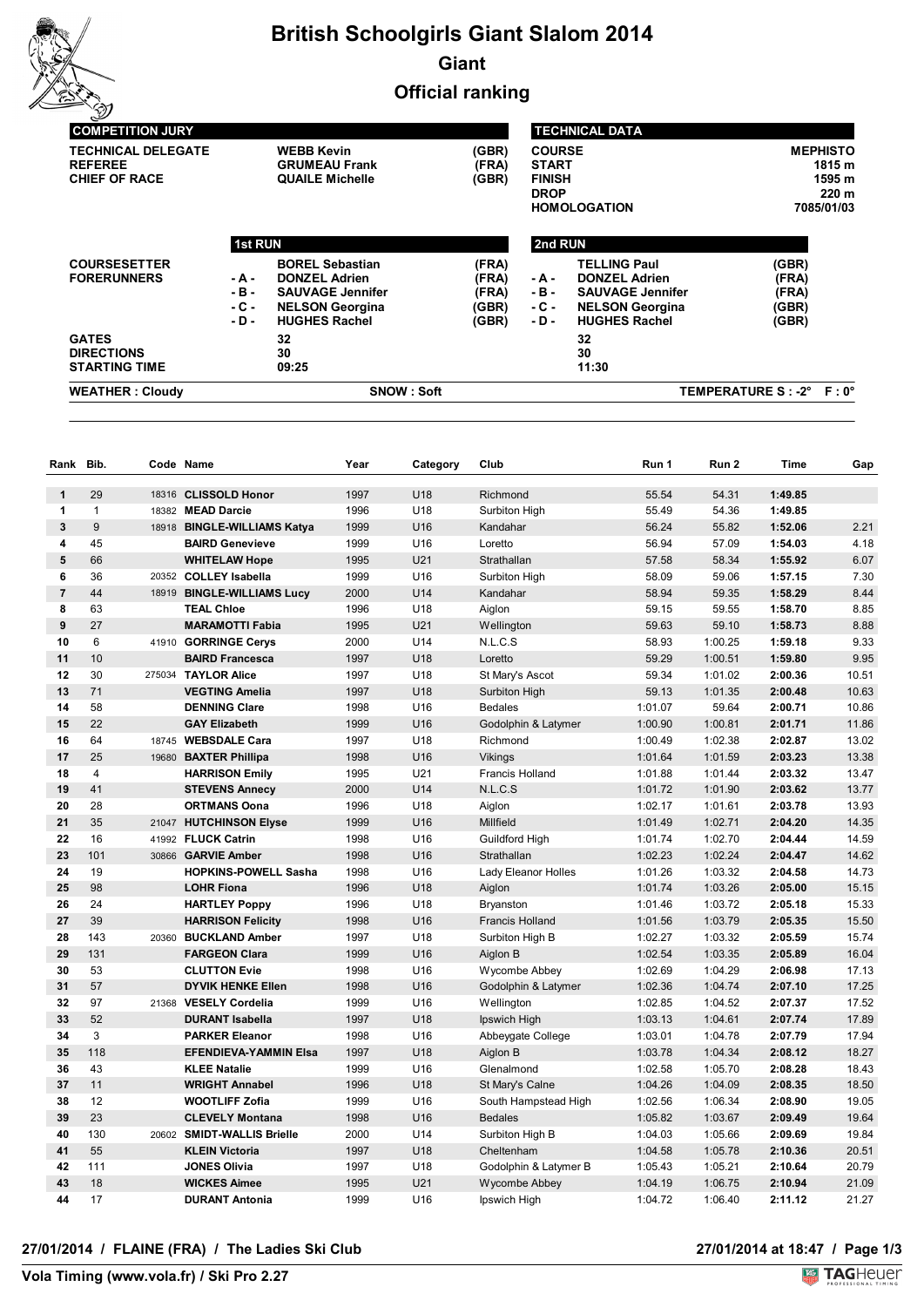# British Schoolgirls Giant Slalom 2014

## Giant

## Official ranking

| COMPETITION JURY | | |
|---|---|---|
| TECHNICAL DELEGATE | WEBB Kevin | (GBR) |
| REFEREE | GRUMEAU Frank | (FRA) |
| CHIEF OF RACE | QUAILE Michelle | (GBR) |

| TECHNICAL DATA | |
|---|---|
| COURSE | MEPHISTO |
| START | 1815 m |
| FINISH | 1595 m |
| DROP | 220 m |
| HOMOLOGATION | 7085/01/03 |

| | 1st RUN | | | 2nd RUN | | |
|---|---|---|---|---|---|---|
| COURSESETTER | | BOREL Sebastian | (FRA) | | TELLING Paul | (GBR) |
| FORERUNNERS | - A - | DONZEL Adrien | (FRA) | - A - | DONZEL Adrien | (FRA) |
| | - B - | SAUVAGE Jennifer | (FRA) | - B - | SAUVAGE Jennifer | (FRA) |
| | - C - | NELSON Georgina | (GBR) | - C - | NELSON Georgina | (GBR) |
| | - D - | HUGHES Rachel | (GBR) | - D - | HUGHES Rachel | (GBR) |
| GATES | | 32 | | | 32 | |
| DIRECTIONS | | 30 | | | 30 | |
| STARTING TIME | | 09:25 | | | 11:30 | |

WEATHER : Cloudy — SNOW : Soft — TEMPERATURE S : -2° F : 0°

| Rank | Bib. | Code | Name | Year | Category | Club | Run 1 | Run 2 | Time | Gap |
|---|---|---|---|---|---|---|---|---|---|---|
| 1 | 29 | 18316 | CLISSOLD Honor | 1997 | U18 | Richmond | 55.54 | 54.31 | 1:49.85 | |
| 1 | 1 | 18382 | MEAD Darcie | 1996 | U18 | Surbiton High | 55.49 | 54.36 | 1:49.85 | |
| 3 | 9 | 18918 | BINGLE-WILLIAMS Katya | 1999 | U16 | Kandahar | 56.24 | 55.82 | 1:52.06 | 2.21 |
| 4 | 45 | | BAIRD Genevieve | 1999 | U16 | Loretto | 56.94 | 57.09 | 1:54.03 | 4.18 |
| 5 | 66 | | WHITELAW Hope | 1995 | U21 | Strathallan | 57.58 | 58.34 | 1:55.92 | 6.07 |
| 6 | 36 | 20352 | COLLEY Isabella | 1999 | U16 | Surbiton High | 58.09 | 59.06 | 1:57.15 | 7.30 |
| 7 | 44 | 18919 | BINGLE-WILLIAMS Lucy | 2000 | U14 | Kandahar | 58.94 | 59.35 | 1:58.29 | 8.44 |
| 8 | 63 | | TEAL Chloe | 1996 | U18 | Aiglon | 59.15 | 59.55 | 1:58.70 | 8.85 |
| 9 | 27 | | MARAMOTTI Fabia | 1995 | U21 | Wellington | 59.63 | 59.10 | 1:58.73 | 8.88 |
| 10 | 6 | 41910 | GORRINGE Cerys | 2000 | U14 | N.L.C.S | 58.93 | 1:00.25 | 1:59.18 | 9.33 |
| 11 | 10 | | BAIRD Francesca | 1997 | U18 | Loretto | 59.29 | 1:00.51 | 1:59.80 | 9.95 |
| 12 | 30 | 275034 | TAYLOR Alice | 1997 | U18 | St Mary's Ascot | 59.34 | 1:01.02 | 2:00.36 | 10.51 |
| 13 | 71 | | VEGTING Amelia | 1997 | U18 | Surbiton High | 59.13 | 1:01.35 | 2:00.48 | 10.63 |
| 14 | 58 | | DENNING Clare | 1998 | U16 | Bedales | 1:01.07 | 59.64 | 2:00.71 | 10.86 |
| 15 | 22 | | GAY Elizabeth | 1999 | U16 | Godolphin & Latymer | 1:00.90 | 1:00.81 | 2:01.71 | 11.86 |
| 16 | 64 | 18745 | WEBSDALE Cara | 1997 | U18 | Richmond | 1:00.49 | 1:02.38 | 2:02.87 | 13.02 |
| 17 | 25 | 19680 | BAXTER Phillipa | 1998 | U16 | Vikings | 1:01.64 | 1:01.59 | 2:03.23 | 13.38 |
| 18 | 4 | | HARRISON Emily | 1995 | U21 | Francis Holland | 1:01.88 | 1:01.44 | 2:03.32 | 13.47 |
| 19 | 41 | | STEVENS Annecy | 2000 | U14 | N.L.C.S | 1:01.72 | 1:01.90 | 2:03.62 | 13.77 |
| 20 | 28 | | ORTMANS Oona | 1996 | U18 | Aiglon | 1:02.17 | 1:01.61 | 2:03.78 | 13.93 |
| 21 | 35 | 21047 | HUTCHINSON Elyse | 1999 | U16 | Millfield | 1:01.49 | 1:02.71 | 2:04.20 | 14.35 |
| 22 | 16 | 41992 | FLUCK Catrin | 1998 | U16 | Guildford High | 1:01.74 | 1:02.70 | 2:04.44 | 14.59 |
| 23 | 101 | 30866 | GARVIE Amber | 1998 | U16 | Strathallan | 1:02.23 | 1:02.24 | 2:04.47 | 14.62 |
| 24 | 19 | | HOPKINS-POWELL Sasha | 1998 | U16 | Lady Eleanor Holles | 1:01.26 | 1:03.32 | 2:04.58 | 14.73 |
| 25 | 98 | | LOHR Fiona | 1996 | U18 | Aiglon | 1:01.74 | 1:03.26 | 2:05.00 | 15.15 |
| 26 | 24 | | HARTLEY Poppy | 1996 | U18 | Bryanston | 1:01.46 | 1:03.72 | 2:05.18 | 15.33 |
| 27 | 39 | | HARRISON Felicity | 1998 | U16 | Francis Holland | 1:01.56 | 1:03.79 | 2:05.35 | 15.50 |
| 28 | 143 | 20360 | BUCKLAND Amber | 1997 | U18 | Surbiton High B | 1:02.27 | 1:03.32 | 2:05.59 | 15.74 |
| 29 | 131 | | FARGEON Clara | 1999 | U16 | Aiglon B | 1:02.54 | 1:03.35 | 2:05.89 | 16.04 |
| 30 | 53 | | CLUTTON Evie | 1998 | U16 | Wycombe Abbey | 1:02.69 | 1:04.29 | 2:06.98 | 17.13 |
| 31 | 57 | | DYVIK HENKE Ellen | 1998 | U16 | Godolphin & Latymer | 1:02.36 | 1:04.74 | 2:07.10 | 17.25 |
| 32 | 97 | 21368 | VESELY Cordelia | 1999 | U16 | Wellington | 1:02.85 | 1:04.52 | 2:07.37 | 17.52 |
| 33 | 52 | | DURANT Isabella | 1997 | U18 | Ipswich High | 1:03.13 | 1:04.61 | 2:07.74 | 17.89 |
| 34 | 3 | | PARKER Eleanor | 1998 | U16 | Abbeygate College | 1:03.01 | 1:04.78 | 2:07.79 | 17.94 |
| 35 | 118 | | EFENDIEVA-YAMMIN Elsa | 1997 | U18 | Aiglon B | 1:03.78 | 1:04.34 | 2:08.12 | 18.27 |
| 36 | 43 | | KLEE Natalie | 1999 | U16 | Glenalmond | 1:02.58 | 1:05.70 | 2:08.28 | 18.43 |
| 37 | 11 | | WRIGHT Annabel | 1996 | U18 | St Mary's Calne | 1:04.26 | 1:04.09 | 2:08.35 | 18.50 |
| 38 | 12 | | WOOTLIFF Zofia | 1999 | U16 | South Hampstead High | 1:02.56 | 1:06.34 | 2:08.90 | 19.05 |
| 39 | 23 | | CLEVELY Montana | 1998 | U16 | Bedales | 1:05.82 | 1:03.67 | 2:09.49 | 19.64 |
| 40 | 130 | 20602 | SMIDT-WALLIS Brielle | 2000 | U14 | Surbiton High B | 1:04.03 | 1:05.66 | 2:09.69 | 19.84 |
| 41 | 55 | | KLEIN Victoria | 1997 | U18 | Cheltenham | 1:04.58 | 1:05.78 | 2:10.36 | 20.51 |
| 42 | 111 | | JONES Olivia | 1997 | U18 | Godolphin & Latymer B | 1:05.43 | 1:05.21 | 2:10.64 | 20.79 |
| 43 | 18 | | WICKES Aimee | 1995 | U21 | Wycombe Abbey | 1:04.19 | 1:06.75 | 2:10.94 | 21.09 |
| 44 | 17 | | DURANT Antonia | 1999 | U16 | Ipswich High | 1:04.72 | 1:06.40 | 2:11.12 | 21.27 |

27/01/2014 / FLAINE (FRA) / The Ladies Ski Club — 27/01/2014 at 18:47

Vola Timing (www.vola.fr) / Ski Pro 2.27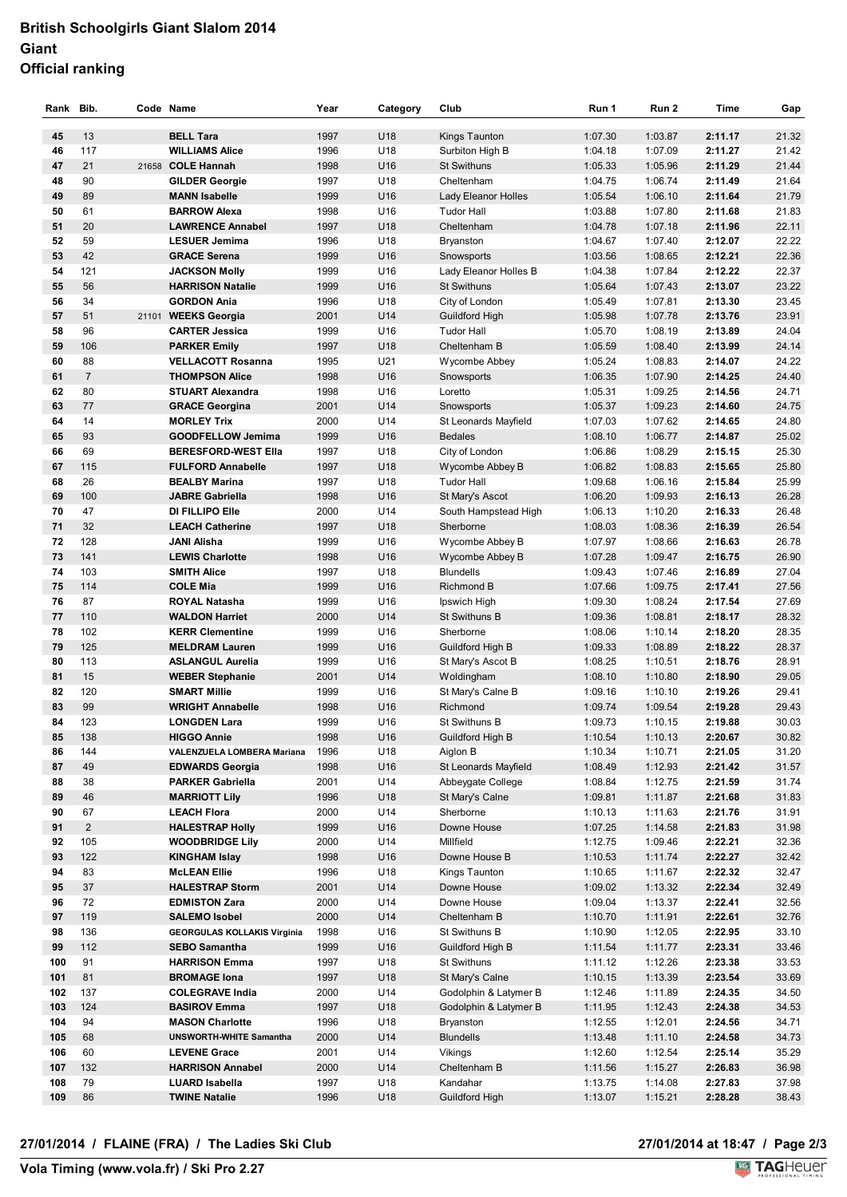# British Schoolgirls Giant Slalom 2014
## Giant
## Official ranking

| Rank | Bib. | Code | Name | Year | Category | Club | Run 1 | Run 2 | Time | Gap |
|---|---|---|---|---|---|---|---|---|---|---|
| 45 | 13 | | **BELL Tara** | 1997 | U18 | Kings Taunton | 1:07.30 | 1:03.87 | **2:11.17** | 21.32 |
| 46 | 117 | | **WILLIAMS Alice** | 1996 | U18 | Surbiton High B | 1:04.18 | 1:07.09 | **2:11.27** | 21.42 |
| 47 | 21 | 21658 | **COLE Hannah** | 1998 | U16 | St Swithuns | 1:05.33 | 1:05.96 | **2:11.29** | 21.44 |
| 48 | 90 | | **GILDER Georgie** | 1997 | U18 | Cheltenham | 1:04.75 | 1:06.74 | **2:11.49** | 21.64 |
| 49 | 89 | | **MANN Isabelle** | 1999 | U16 | Lady Eleanor Holles | 1:05.54 | 1:06.10 | **2:11.64** | 21.79 |
| 50 | 61 | | **BARROW Alexa** | 1998 | U16 | Tudor Hall | 1:03.88 | 1:07.80 | **2:11.68** | 21.83 |
| 51 | 20 | | **LAWRENCE Annabel** | 1997 | U18 | Cheltenham | 1:04.78 | 1:07.18 | **2:11.96** | 22.11 |
| 52 | 59 | | **LESUER Jemima** | 1996 | U18 | Bryanston | 1:04.67 | 1:07.40 | **2:12.07** | 22.22 |
| 53 | 42 | | **GRACE Serena** | 1999 | U16 | Snowsports | 1:03.56 | 1:08.65 | **2:12.21** | 22.36 |
| 54 | 121 | | **JACKSON Molly** | 1999 | U16 | Lady Eleanor Holles B | 1:04.38 | 1:07.84 | **2:12.22** | 22.37 |
| 55 | 56 | | **HARRISON Natalie** | 1999 | U16 | St Swithuns | 1:05.64 | 1:07.43 | **2:13.07** | 23.22 |
| 56 | 34 | | **GORDON Ania** | 1996 | U18 | City of London | 1:05.49 | 1:07.81 | **2:13.30** | 23.45 |
| 57 | 51 | 21101 | **WEEKS Georgia** | 2001 | U14 | Guildford High | 1:05.98 | 1:07.78 | **2:13.76** | 23.91 |
| 58 | 96 | | **CARTER Jessica** | 1999 | U16 | Tudor Hall | 1:05.70 | 1:08.19 | **2:13.89** | 24.04 |
| 59 | 106 | | **PARKER Emily** | 1997 | U18 | Cheltenham B | 1:05.59 | 1:08.40 | **2:13.99** | 24.14 |
| 60 | 88 | | **VELLACOTT Rosanna** | 1995 | U21 | Wycombe Abbey | 1:05.24 | 1:08.83 | **2:14.07** | 24.22 |
| 61 | 7 | | **THOMPSON Alice** | 1998 | U16 | Snowsports | 1:06.35 | 1:07.90 | **2:14.25** | 24.40 |
| 62 | 80 | | **STUART Alexandra** | 1998 | U16 | Loretto | 1:05.31 | 1:09.25 | **2:14.56** | 24.71 |
| 63 | 77 | | **GRACE Georgina** | 2001 | U14 | Snowsports | 1:05.37 | 1:09.23 | **2:14.60** | 24.75 |
| 64 | 14 | | **MORLEY Trix** | 2000 | U14 | St Leonards Mayfield | 1:07.03 | 1:07.62 | **2:14.65** | 24.80 |
| 65 | 93 | | **GOODFELLOW Jemima** | 1999 | U16 | Bedales | 1:08.10 | 1:06.77 | **2:14.87** | 25.02 |
| 66 | 69 | | **BERESFORD-WEST Ella** | 1997 | U18 | City of London | 1:06.86 | 1:08.29 | **2:15.15** | 25.30 |
| 67 | 115 | | **FULFORD Annabelle** | 1997 | U18 | Wycombe Abbey B | 1:06.82 | 1:08.83 | **2:15.65** | 25.80 |
| 68 | 26 | | **BEALBY Marina** | 1997 | U18 | Tudor Hall | 1:09.68 | 1:06.16 | **2:15.84** | 25.99 |
| 69 | 100 | | **JABRE Gabriella** | 1998 | U16 | St Mary's Ascot | 1:06.20 | 1:09.93 | **2:16.13** | 26.28 |
| 70 | 47 | | **DI FILLIPO Elle** | 2000 | U14 | South Hampstead High | 1:06.13 | 1:10.20 | **2:16.33** | 26.48 |
| 71 | 32 | | **LEACH Catherine** | 1997 | U18 | Sherborne | 1:08.03 | 1:08.36 | **2:16.39** | 26.54 |
| 72 | 128 | | **JANI Alisha** | 1999 | U16 | Wycombe Abbey B | 1:07.97 | 1:08.66 | **2:16.63** | 26.78 |
| 73 | 141 | | **LEWIS Charlotte** | 1998 | U16 | Wycombe Abbey B | 1:07.28 | 1:09.47 | **2:16.75** | 26.90 |
| 74 | 103 | | **SMITH Alice** | 1997 | U18 | Blundells | 1:09.43 | 1:07.46 | **2:16.89** | 27.04 |
| 75 | 114 | | **COLE Mia** | 1999 | U16 | Richmond B | 1:07.66 | 1:09.75 | **2:17.41** | 27.56 |
| 76 | 87 | | **ROYAL Natasha** | 1999 | U16 | Ipswich High | 1:09.30 | 1:08.24 | **2:17.54** | 27.69 |
| 77 | 110 | | **WALDON Harriet** | 2000 | U14 | St Swithuns B | 1:09.36 | 1:08.81 | **2:18.17** | 28.32 |
| 78 | 102 | | **KERR Clementine** | 1999 | U16 | Sherborne | 1:08.06 | 1:10.14 | **2:18.20** | 28.35 |
| 79 | 125 | | **MELDRAM Lauren** | 1999 | U16 | Guildford High B | 1:09.33 | 1:08.89 | **2:18.22** | 28.37 |
| 80 | 113 | | **ASLANGUL Aurelia** | 1999 | U16 | St Mary's Ascot B | 1:08.25 | 1:10.51 | **2:18.76** | 28.91 |
| 81 | 15 | | **WEBER Stephanie** | 2001 | U14 | Woldingham | 1:08.10 | 1:10.80 | **2:18.90** | 29.05 |
| 82 | 120 | | **SMART Millie** | 1999 | U16 | St Mary's Calne B | 1:09.16 | 1:10.10 | **2:19.26** | 29.41 |
| 83 | 99 | | **WRIGHT Annabelle** | 1998 | U16 | Richmond | 1:09.74 | 1:09.54 | **2:19.28** | 29.43 |
| 84 | 123 | | **LONGDEN Lara** | 1999 | U16 | St Swithuns B | 1:09.73 | 1:10.15 | **2:19.88** | 30.03 |
| 85 | 138 | | **HIGGO Annie** | 1998 | U16 | Guildford High B | 1:10.54 | 1:10.13 | **2:20.67** | 30.82 |
| 86 | 144 | | **VALENZUELA LOMBERA Mariana** | 1996 | U18 | Aiglon B | 1:10.34 | 1:10.71 | **2:21.05** | 31.20 |
| 87 | 49 | | **EDWARDS Georgia** | 1998 | U16 | St Leonards Mayfield | 1:08.49 | 1:12.93 | **2:21.42** | 31.57 |
| 88 | 38 | | **PARKER Gabriella** | 2001 | U14 | Abbeygate College | 1:08.84 | 1:12.75 | **2:21.59** | 31.74 |
| 89 | 46 | | **MARRIOTT Lily** | 1996 | U18 | St Mary's Calne | 1:09.81 | 1:11.87 | **2:21.68** | 31.83 |
| 90 | 67 | | **LEACH Flora** | 2000 | U14 | Sherborne | 1:10.13 | 1:11.63 | **2:21.76** | 31.91 |
| 91 | 2 | | **HALESTRAP Holly** | 1999 | U16 | Downe House | 1:07.25 | 1:14.58 | **2:21.83** | 31.98 |
| 92 | 105 | | **WOODBRIDGE Lily** | 2000 | U14 | Millfield | 1:12.75 | 1:09.46 | **2:22.21** | 32.36 |
| 93 | 122 | | **KINGHAM Islay** | 1998 | U16 | Downe House B | 1:10.53 | 1:11.74 | **2:22.27** | 32.42 |
| 94 | 83 | | **McLEAN Ellie** | 1996 | U18 | Kings Taunton | 1:10.65 | 1:11.67 | **2:22.32** | 32.47 |
| 95 | 37 | | **HALESTRAP Storm** | 2001 | U14 | Downe House | 1:09.02 | 1:13.32 | **2:22.34** | 32.49 |
| 96 | 72 | | **EDMISTON Zara** | 2000 | U14 | Downe House | 1:09.04 | 1:13.37 | **2:22.41** | 32.56 |
| 97 | 119 | | **SALEMO Isobel** | 2000 | U14 | Cheltenham B | 1:10.70 | 1:11.91 | **2:22.61** | 32.76 |
| 98 | 136 | | **GEORGULAS KOLLAKIS Virginia** | 1998 | U16 | St Swithuns B | 1:10.90 | 1:12.05 | **2:22.95** | 33.10 |
| 99 | 112 | | **SEBO Samantha** | 1999 | U16 | Guildford High B | 1:11.54 | 1:11.77 | **2:23.31** | 33.46 |
| 100 | 91 | | **HARRISON Emma** | 1997 | U18 | St Swithuns | 1:11.12 | 1:12.26 | **2:23.38** | 33.53 |
| 101 | 81 | | **BROMAGE Iona** | 1997 | U18 | St Mary's Calne | 1:10.15 | 1:13.39 | **2:23.54** | 33.69 |
| 102 | 137 | | **COLEGRAVE India** | 2000 | U14 | Godolphin & Latymer B | 1:12.46 | 1:11.89 | **2:24.35** | 34.50 |
| 103 | 124 | | **BASIROV Emma** | 1997 | U18 | Godolphin & Latymer B | 1:11.95 | 1:12.43 | **2:24.38** | 34.53 |
| 104 | 94 | | **MASON Charlotte** | 1996 | U18 | Bryanston | 1:12.55 | 1:12.01 | **2:24.56** | 34.71 |
| 105 | 68 | | **UNSWORTH-WHITE Samantha** | 2000 | U14 | Blundells | 1:13.48 | 1:11.10 | **2:24.58** | 34.73 |
| 106 | 60 | | **LEVENE Grace** | 2001 | U14 | Vikings | 1:12.60 | 1:12.54 | **2:25.14** | 35.29 |
| 107 | 132 | | **HARRISON Annabel** | 2000 | U14 | Cheltenham B | 1:11.56 | 1:15.27 | **2:26.83** | 36.98 |
| 108 | 79 | | **LUARD Isabella** | 1997 | U18 | Kandahar | 1:13.75 | 1:14.08 | **2:27.83** | 37.98 |
| 109 | 86 | | **TWINE Natalie** | 1996 | U18 | Guildford High | 1:13.07 | 1:15.21 | **2:28.28** | 38.43 |

**27/01/2014 / FLAINE (FRA) / The Ladies Ski Club** — **27/01/2014 at 18:47**

**Vola Timing (www.vola.fr) / Ski Pro 2.27**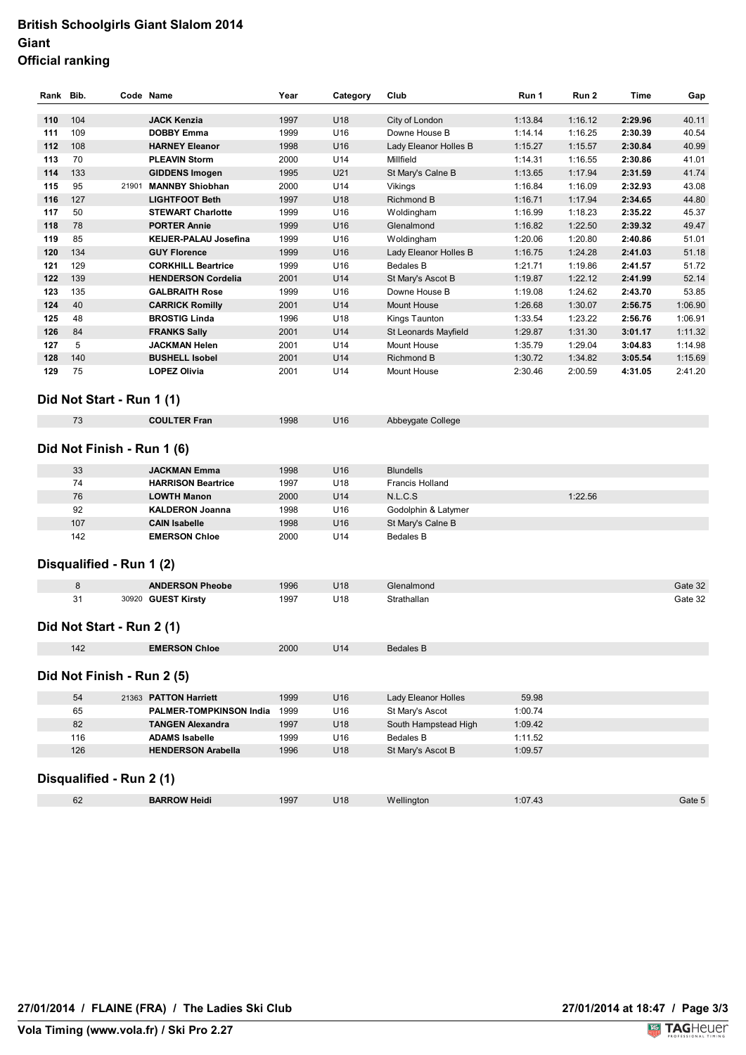# British Schoolgirls Giant Slalom 2014
## Giant
## Official ranking

| Rank | Bib. | Code | Name | Year | Category | Club | Run 1 | Run 2 | Time | Gap |
|---|---|---|---|---|---|---|---|---|---|---|
| 110 | 104 | | JACK Kenzia | 1997 | U18 | City of London | 1:13.84 | 1:16.12 | 2:29.96 | 40.11 |
| 111 | 109 | | DOBBY Emma | 1999 | U16 | Downe House B | 1:14.14 | 1:16.25 | 2:30.39 | 40.54 |
| 112 | 108 | | HARNEY Eleanor | 1998 | U16 | Lady Eleanor Holles B | 1:15.27 | 1:15.57 | 2:30.84 | 40.99 |
| 113 | 70 | | PLEAVIN Storm | 2000 | U14 | Millfield | 1:14.31 | 1:16.55 | 2:30.86 | 41.01 |
| 114 | 133 | | GIDDENS Imogen | 1995 | U21 | St Mary's Calne B | 1:13.65 | 1:17.94 | 2:31.59 | 41.74 |
| 115 | 95 | 21901 | MANNBY Shiobhan | 2000 | U14 | Vikings | 1:16.84 | 1:16.09 | 2:32.93 | 43.08 |
| 116 | 127 | | LIGHTFOOT Beth | 1997 | U18 | Richmond B | 1:16.71 | 1:17.94 | 2:34.65 | 44.80 |
| 117 | 50 | | STEWART Charlotte | 1999 | U16 | Woldingham | 1:16.99 | 1:18.23 | 2:35.22 | 45.37 |
| 118 | 78 | | PORTER Annie | 1999 | U16 | Glenalmond | 1:16.82 | 1:22.50 | 2:39.32 | 49.47 |
| 119 | 85 | | KEIJER-PALAU Josefina | 1999 | U16 | Woldingham | 1:20.06 | 1:20.80 | 2:40.86 | 51.01 |
| 120 | 134 | | GUY Florence | 1999 | U16 | Lady Eleanor Holles B | 1:16.75 | 1:24.28 | 2:41.03 | 51.18 |
| 121 | 129 | | CORKHILL Beartrice | 1999 | U16 | Bedales B | 1:21.71 | 1:19.86 | 2:41.57 | 51.72 |
| 122 | 139 | | HENDERSON Cordelia | 2001 | U14 | St Mary's Ascot B | 1:19.87 | 1:22.12 | 2:41.99 | 52.14 |
| 123 | 135 | | GALBRAITH Rose | 1999 | U16 | Downe House B | 1:19.08 | 1:24.62 | 2:43.70 | 53.85 |
| 124 | 40 | | CARRICK Romilly | 2001 | U14 | Mount House | 1:26.68 | 1:30.07 | 2:56.75 | 1:06.90 |
| 125 | 48 | | BROSTIG Linda | 1996 | U18 | Kings Taunton | 1:33.54 | 1:23.22 | 2:56.76 | 1:06.91 |
| 126 | 84 | | FRANKS Sally | 2001 | U14 | St Leonards Mayfield | 1:29.87 | 1:31.30 | 3:01.17 | 1:11.32 |
| 127 | 5 | | JACKMAN Helen | 2001 | U14 | Mount House | 1:35.79 | 1:29.04 | 3:04.83 | 1:14.98 |
| 128 | 140 | | BUSHELL Isobel | 2001 | U14 | Richmond B | 1:30.72 | 1:34.82 | 3:05.54 | 1:15.69 |
| 129 | 75 | | LOPEZ Olivia | 2001 | U14 | Mount House | 2:30.46 | 2:00.59 | 4:31.05 | 2:41.20 |

### Did Not Start - Run 1 (1)

| Bib. | Code | Name | Year | Category | Club | Run 1 | Run 2 | Time | Gap |
|---|---|---|---|---|---|---|---|---|---|
| 73 | | COULTER Fran | 1998 | U16 | Abbeygate College | | | | |

### Did Not Finish - Run 1 (6)

| Bib. | Code | Name | Year | Category | Club | Run 1 | Run 2 | Time | Gap |
|---|---|---|---|---|---|---|---|---|---|
| 33 | | JACKMAN Emma | 1998 | U16 | Blundells | | | | |
| 74 | | HARRISON Beartrice | 1997 | U18 | Francis Holland | | | | |
| 76 | | LOWTH Manon | 2000 | U14 | N.L.C.S | | 1:22.56 | | |
| 92 | | KALDERON Joanna | 1998 | U16 | Godolphin & Latymer | | | | |
| 107 | | CAIN Isabelle | 1998 | U16 | St Mary's Calne B | | | | |
| 142 | | EMERSON Chloe | 2000 | U14 | Bedales B | | | | |

### Disqualified - Run 1 (2)

| Bib. | Code | Name | Year | Category | Club | Run 1 | Run 2 | Time | Gap |
|---|---|---|---|---|---|---|---|---|---|
| 8 | | ANDERSON Pheobe | 1996 | U18 | Glenalmond | | | | Gate 32 |
| 31 | 30920 | GUEST Kirsty | 1997 | U18 | Strathallan | | | | Gate 32 |

### Did Not Start - Run 2 (1)

| Bib. | Code | Name | Year | Category | Club | Run 1 | Run 2 | Time | Gap |
|---|---|---|---|---|---|---|---|---|---|
| 142 | | EMERSON Chloe | 2000 | U14 | Bedales B | | | | |

### Did Not Finish - Run 2 (5)

| Bib. | Code | Name | Year | Category | Club | Run 1 | Run 2 | Time | Gap |
|---|---|---|---|---|---|---|---|---|---|
| 54 | 21363 | PATTON Harriett | 1999 | U16 | Lady Eleanor Holles | 59.98 | | | |
| 65 | | PALMER-TOMPKINSON India | 1999 | U16 | St Mary's Ascot | 1:00.74 | | | |
| 82 | | TANGEN Alexandra | 1997 | U18 | South Hampstead High | 1:09.42 | | | |
| 116 | | ADAMS Isabelle | 1999 | U16 | Bedales B | 1:11.52 | | | |
| 126 | | HENDERSON Arabella | 1996 | U18 | St Mary's Ascot B | 1:09.57 | | | |

### Disqualified - Run 2 (1)

| Bib. | Code | Name | Year | Category | Club | Run 1 | Run 2 | Time | Gap |
|---|---|---|---|---|---|---|---|---|---|
| 62 | | BARROW Heidi | 1997 | U18 | Wellington | 1:07.43 | | | Gate 5 |